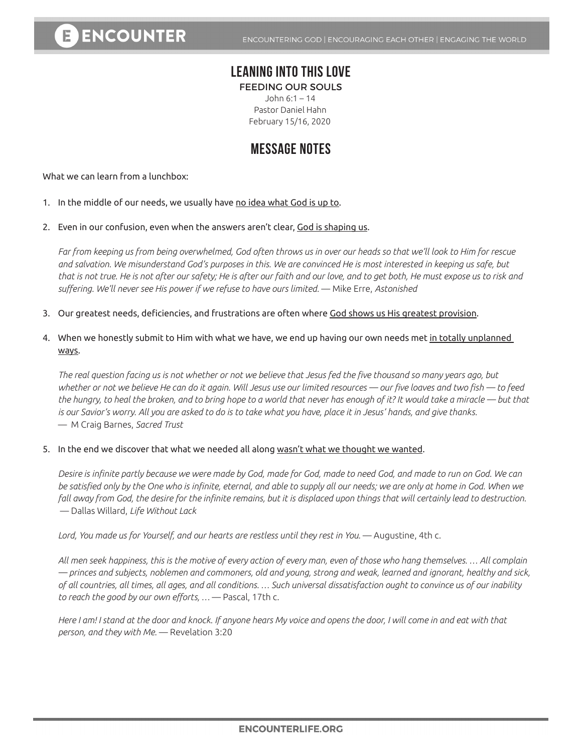# LEANING INTO THIS LOVE

## FEEDING OUR SOULS

John 6:1 – 14
Pastor Daniel Hahn
February 15/16, 2020

## MESSAGE NOTES

What we can learn from a lunchbox:

1. In the middle of our needs, we usually have <u>no idea what God is up to</u>.

2. Even in our confusion, even when the answers aren't clear, <u>God is shaping us</u>.

   *Far from keeping us from being overwhelmed, God often throws us in over our heads so that we'll look to Him for rescue and salvation. We misunderstand God's purposes in this. We are convinced He is most interested in keeping us safe, but that is not true. He is not after our safety; He is after our faith and our love, and to get both, He must expose us to risk and suffering. We'll never see His power if we refuse to have ours limited.* — Mike Erre, *Astonished*

3. Our greatest needs, deficiencies, and frustrations are often where <u>God shows us His greatest provision</u>.

4. When we honestly submit to Him with what we have, we end up having our own needs met <u>in totally unplanned ways</u>.

   *The real question facing us is not whether or not we believe that Jesus fed the five thousand so many years ago, but whether or not we believe He can do it again. Will Jesus use our limited resources — our five loaves and two fish — to feed the hungry, to heal the broken, and to bring hope to a world that never has enough of it? It would take a miracle — but that is our Savior's worry. All you are asked to do is to take what you have, place it in Jesus' hands, and give thanks.* — M Craig Barnes, *Sacred Trust*

5. In the end we discover that what we needed all along <u>wasn't what we thought we wanted</u>.

   *Desire is infinite partly because we were made by God, made for God, made to need God, and made to run on God. We can be satisfied only by the One who is infinite, eternal, and able to supply all our needs; we are only at home in God. When we fall away from God, the desire for the infinite remains, but it is displaced upon things that will certainly lead to destruction.* — Dallas Willard, *Life Without Lack*

   *Lord, You made us for Yourself, and our hearts are restless until they rest in You.* — Augustine, 4th c.

   *All men seek happiness, this is the motive of every action of every man, even of those who hang themselves. … All complain — princes and subjects, noblemen and commoners, old and young, strong and weak, learned and ignorant, healthy and sick, of all countries, all times, all ages, and all conditions. … Such universal dissatisfaction ought to convince us of our inability to reach the good by our own efforts, …* — Pascal, 17th c.

   *Here I am! I stand at the door and knock. If anyone hears My voice and opens the door, I will come in and eat with that person, and they with Me.* — Revelation 3:20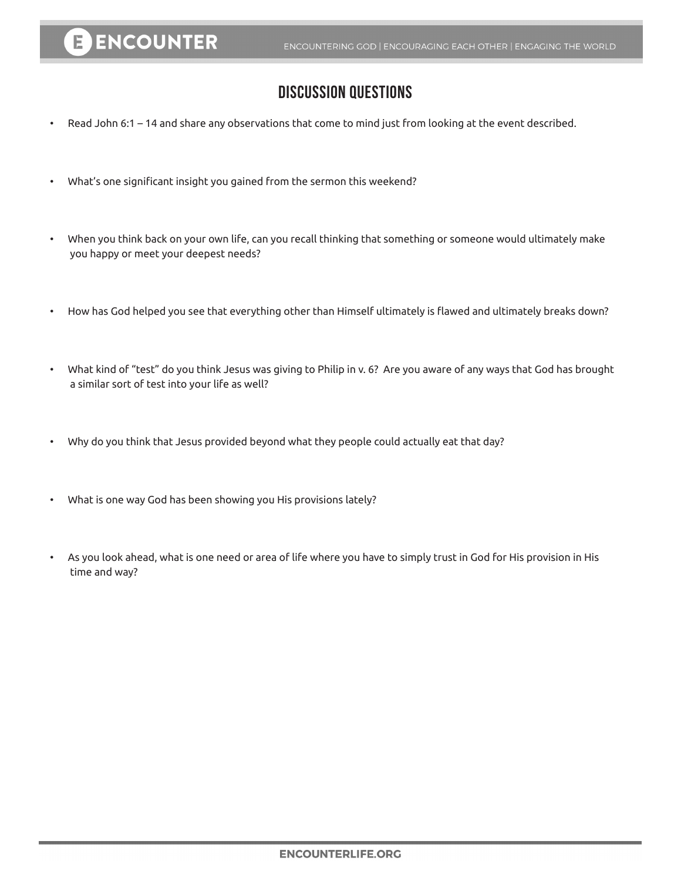## DISCUSSION QUESTIONS

- Read John 6:1 – 14 and share any observations that come to mind just from looking at the event described.
- What's one significant insight you gained from the sermon this weekend?
- When you think back on your own life, can you recall thinking that something or someone would ultimately make you happy or meet your deepest needs?
- How has God helped you see that everything other than Himself ultimately is flawed and ultimately breaks down?
- What kind of "test" do you think Jesus was giving to Philip in v. 6? Are you aware of any ways that God has brought a similar sort of test into your life as well?
- Why do you think that Jesus provided beyond what they people could actually eat that day?
- What is one way God has been showing you His provisions lately?
- As you look ahead, what is one need or area of life where you have to simply trust in God for His provision in His time and way?